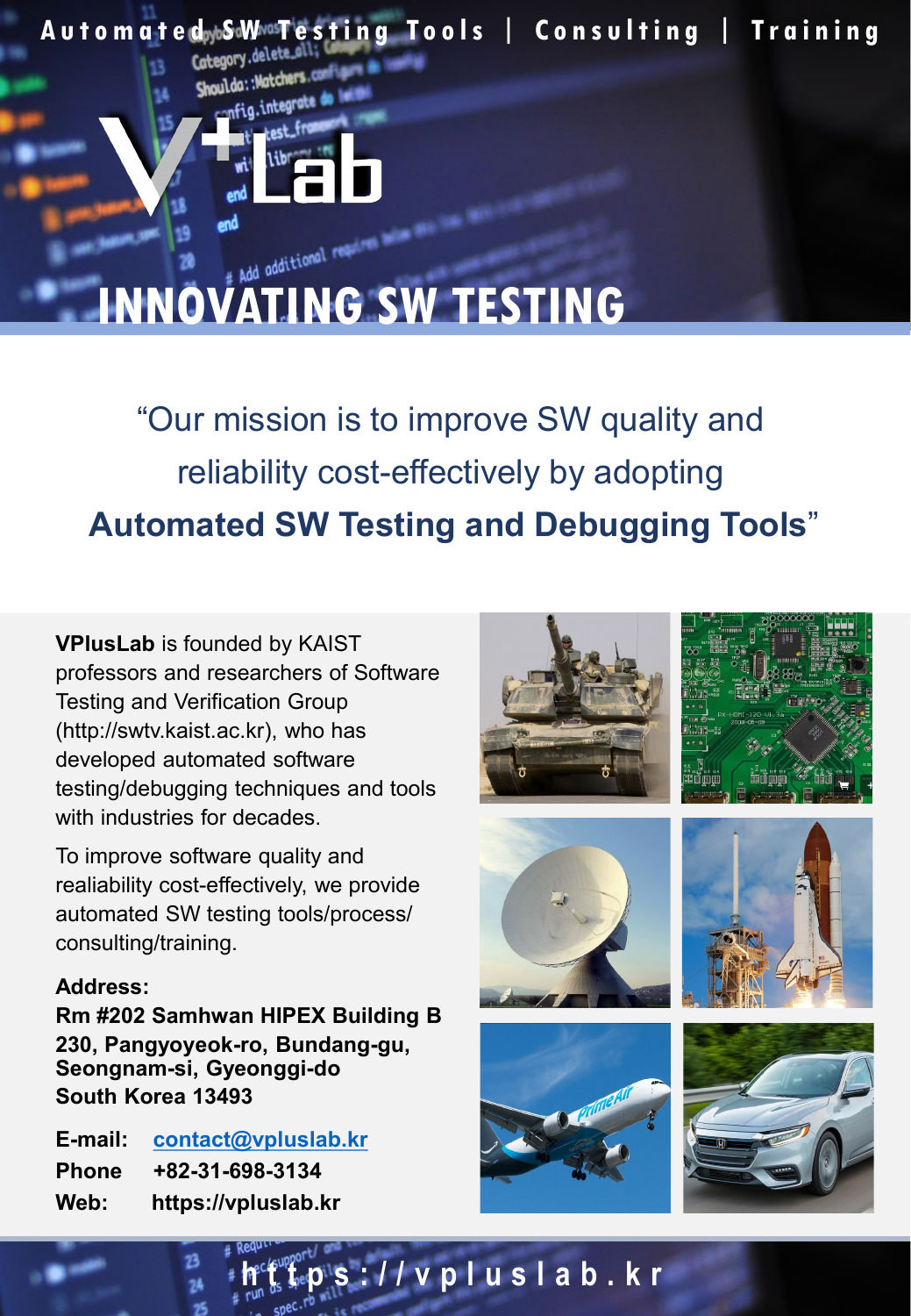Automated SW Testing Tools | Consulting | Training

# V+Lab

# INNOVATING SW TESTING

"Our mission is to improve SW quality and reliability cost-effectively by adopting **Automated SW Testing and Debugging Tools**"

**VPlusLab** is founded by KAIST professors and researchers of Software Testing and Verification Group (http://swtv.kaist.ac.kr), who has developed automated software testing/debugging techniques and tools with industries for decades.

To improve software quality and realiability cost-effectively, we provide automated SW testing tools/process/ consulting/training.

**Address:**
**Rm #202 Samhwan HIPEX Building B**
**230, Pangyoyeok-ro, Bundang-gu,**
**Seongnam-si, Gyeonggi-do**
**South Korea 13493**

**E-mail:** contact@vpluslab.kr
**Phone** **+82-31-698-3134**
**Web:** **https://vpluslab.kr**

https://vpluslab.kr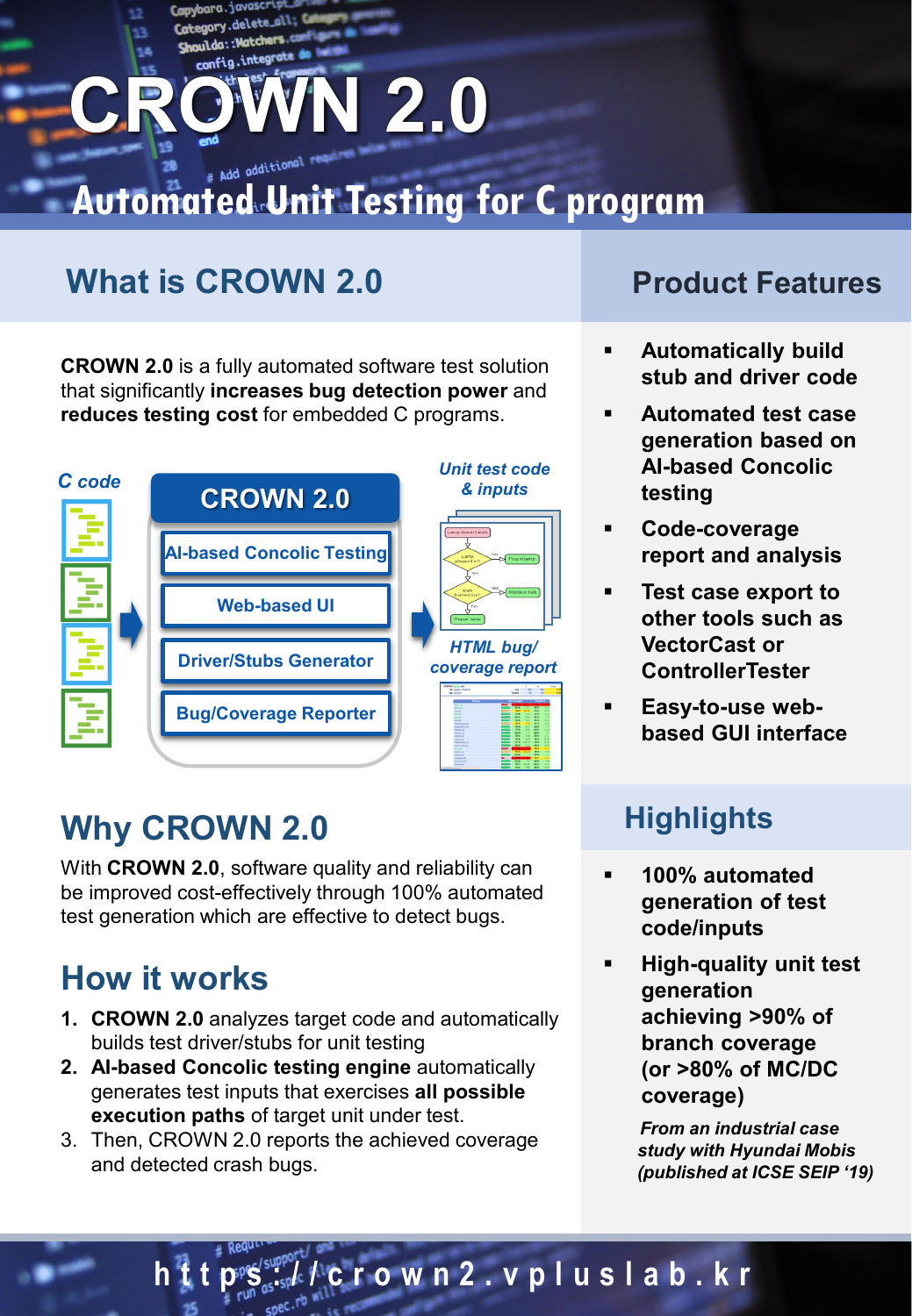# CROWN 2.0

## Automated Unit Testing for C program

## What is CROWN 2.0

**CROWN 2.0** is a fully automated software test solution that significantly **increases bug detection power** and **reduces testing cost** for embedded C programs.

*C code*

CROWN 2.0

AI-based Concolic Testing

Web-based UI

Driver/Stubs Generator

Bug/Coverage Reporter

*Unit test code & inputs*

*HTML bug/ coverage report*

## Why CROWN 2.0

With **CROWN 2.0**, software quality and reliability can be improved cost-effectively through 100% automated test generation which are effective to detect bugs.

## How it works

1. **CROWN 2.0** analyzes target code and automatically builds test driver/stubs for unit testing
2. **AI-based Concolic testing engine** automatically generates test inputs that exercises **all possible execution paths** of target unit under test.
3. Then, CROWN 2.0 reports the achieved coverage and detected crash bugs.

## Product Features

- **Automatically build stub and driver code**
- **Automated test case generation based on AI-based Concolic testing**
- **Code-coverage report and analysis**
- **Test case export to other tools such as VectorCast or ControllerTester**
- **Easy-to-use web-based GUI interface**

## Highlights

- **100% automated generation of test code/inputs**
- **High-quality unit test generation achieving >90% of branch coverage (or >80% of MC/DC coverage)**

***From an industrial case study with Hyundai Mobis (published at ICSE SEIP '19)***

**https://crown2.vpluslab.kr**